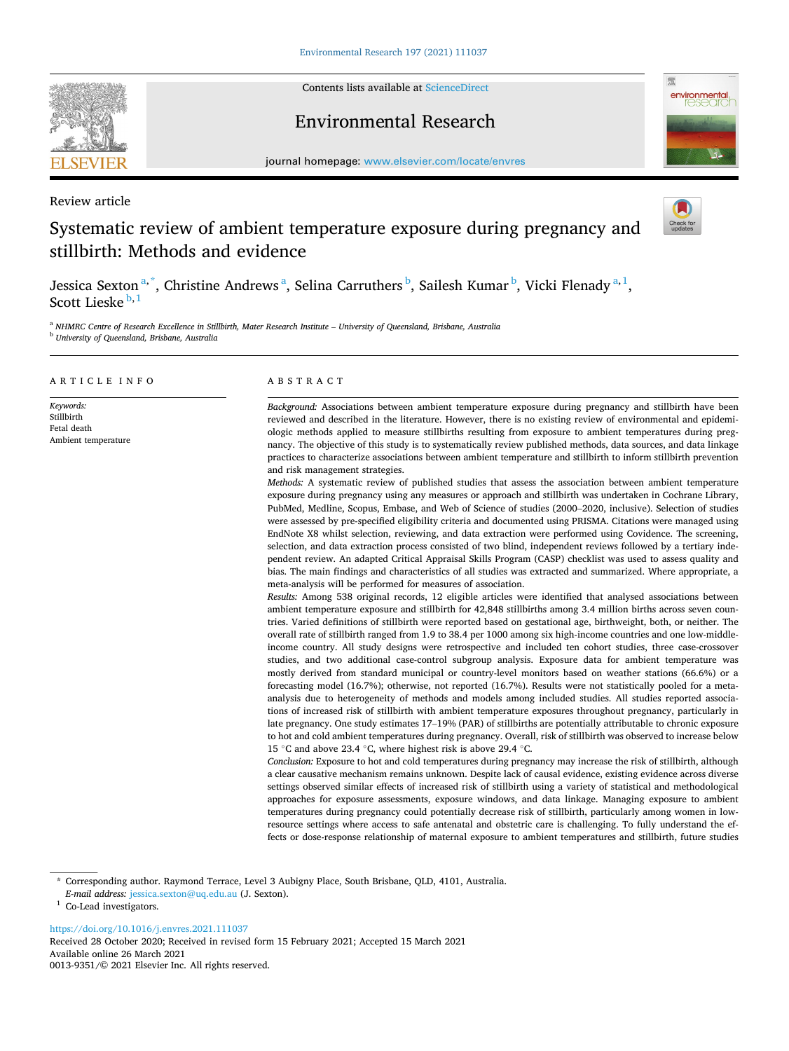Review article

# Systematic review of ambient temperature exposure during pregnancy and stillbirth: Methods and evidence

Jessica Sexton [a,*], Christine Andrews [a], Selina Carruthers [b], Sailesh Kumar [b], Vicki Flenady [a,1], Scott Lieske [b,1]

[a] NHMRC Centre of Research Excellence in Stillbirth, Mater Research Institute – University of Queensland, Brisbane, Australia

[b] University of Queensland, Brisbane, Australia

## ARTICLE INFO

*Keywords:*
Stillbirth
Fetal death
Ambient temperature

## ABSTRACT

*Background:* Associations between ambient temperature exposure during pregnancy and stillbirth have been reviewed and described in the literature. However, there is no existing review of environmental and epidemiologic methods applied to measure stillbirths resulting from exposure to ambient temperatures during pregnancy. The objective of this study is to systematically review published methods, data sources, and data linkage practices to characterize associations between ambient temperature and stillbirth to inform stillbirth prevention and risk management strategies.

*Methods:* A systematic review of published studies that assess the association between ambient temperature exposure during pregnancy using any measures or approach and stillbirth was undertaken in Cochrane Library, PubMed, Medline, Scopus, Embase, and Web of Science of studies (2000–2020, inclusive). Selection of studies were assessed by pre-specified eligibility criteria and documented using PRISMA. Citations were managed using EndNote X8 whilst selection, reviewing, and data extraction were performed using Covidence. The screening, selection, and data extraction process consisted of two blind, independent reviews followed by a tertiary independent review. An adapted Critical Appraisal Skills Program (CASP) checklist was used to assess quality and bias. The main findings and characteristics of all studies was extracted and summarized. Where appropriate, a meta-analysis will be performed for measures of association.

*Results:* Among 538 original records, 12 eligible articles were identified that analysed associations between ambient temperature exposure and stillbirth for 42,848 stillbirths among 3.4 million births across seven countries. Varied definitions of stillbirth were reported based on gestational age, birthweight, both, or neither. The overall rate of stillbirth ranged from 1.9 to 38.4 per 1000 among six high-income countries and one low-middle-income country. All study designs were retrospective and included ten cohort studies, three case-crossover studies, and two additional case-control subgroup analysis. Exposure data for ambient temperature was mostly derived from standard municipal or country-level monitors based on weather stations (66.6%) or a forecasting model (16.7%); otherwise, not reported (16.7%). Results were not statistically pooled for a meta-analysis due to heterogeneity of methods and models among included studies. All studies reported associations of increased risk of stillbirth with ambient temperature exposures throughout pregnancy, particularly in late pregnancy. One study estimates 17–19% (PAR) of stillbirths are potentially attributable to chronic exposure to hot and cold ambient temperatures during pregnancy. Overall, risk of stillbirth was observed to increase below 15 °C and above 23.4 °C, where highest risk is above 29.4 °C.

*Conclusion:* Exposure to hot and cold temperatures during pregnancy may increase the risk of stillbirth, although a clear causative mechanism remains unknown. Despite lack of causal evidence, existing evidence across diverse settings observed similar effects of increased risk of stillbirth using a variety of statistical and methodological approaches for exposure assessments, exposure windows, and data linkage. Managing exposure to ambient temperatures during pregnancy could potentially decrease risk of stillbirth, particularly among women in low-resource settings where access to safe antenatal and obstetric care is challenging. To fully understand the effects or dose-response relationship of maternal exposure to ambient temperatures and stillbirth, future studies

\* Corresponding author. Raymond Terrace, Level 3 Aubigny Place, South Brisbane, QLD, 4101, Australia.
*E-mail address:* jessica.sexton@uq.edu.au (J. Sexton).

[1] Co-Lead investigators.

https://doi.org/10.1016/j.envres.2021.111037
Received 28 October 2020; Received in revised form 15 February 2021; Accepted 15 March 2021
Available online 26 March 2021
0013-9351/© 2021 Elsevier Inc. All rights reserved.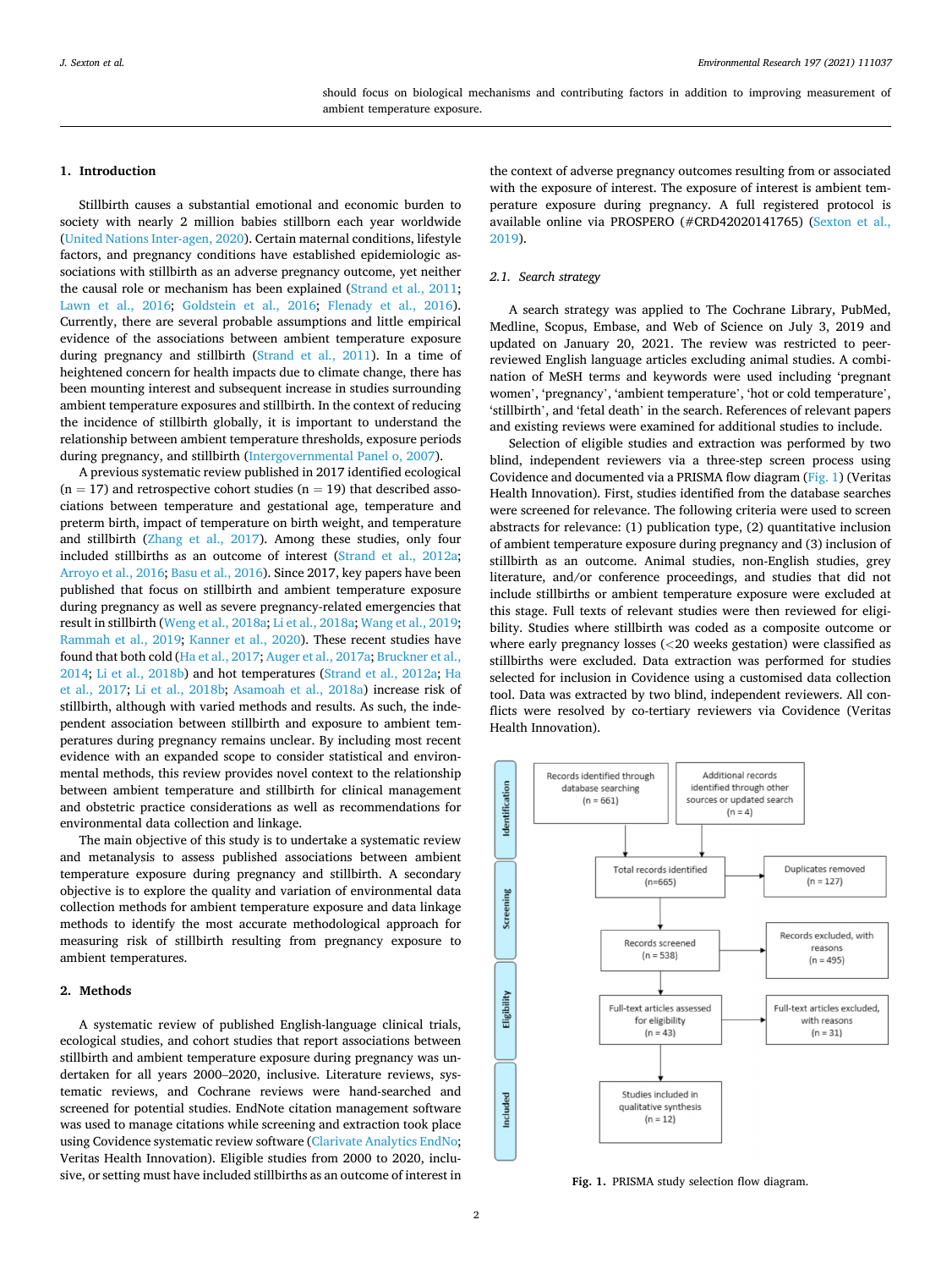should focus on biological mechanisms and contributing factors in addition to improving measurement of ambient temperature exposure.

## 1. Introduction

Stillbirth causes a substantial emotional and economic burden to society with nearly 2 million babies stillborn each year worldwide (United Nations Inter-agen, 2020). Certain maternal conditions, lifestyle factors, and pregnancy conditions have established epidemiologic associations with stillbirth as an adverse pregnancy outcome, yet neither the causal role or mechanism has been explained (Strand et al., 2011; Lawn et al., 2016; Goldstein et al., 2016; Flenady et al., 2016). Currently, there are several probable assumptions and little empirical evidence of the associations between ambient temperature exposure during pregnancy and stillbirth (Strand et al., 2011). In a time of heightened concern for health impacts due to climate change, there has been mounting interest and subsequent increase in studies surrounding ambient temperature exposures and stillbirth. In the context of reducing the incidence of stillbirth globally, it is important to understand the relationship between ambient temperature thresholds, exposure periods during pregnancy, and stillbirth (Intergovernmental Panel o, 2007).

A previous systematic review published in 2017 identified ecological (n = 17) and retrospective cohort studies (n = 19) that described associations between temperature and gestational age, temperature and preterm birth, impact of temperature on birth weight, and temperature and stillbirth (Zhang et al., 2017). Among these studies, only four included stillbirths as an outcome of interest (Strand et al., 2012a; Arroyo et al., 2016; Basu et al., 2016). Since 2017, key papers have been published that focus on stillbirth and ambient temperature exposure during pregnancy as well as severe pregnancy-related emergencies that result in stillbirth (Weng et al., 2018a; Li et al., 2018a; Wang et al., 2019; Rammah et al., 2019; Kanner et al., 2020). These recent studies have found that both cold (Ha et al., 2017; Auger et al., 2017a; Bruckner et al., 2014; Li et al., 2018b) and hot temperatures (Strand et al., 2012a; Ha et al., 2017; Li et al., 2018b; Asamoah et al., 2018a) increase risk of stillbirth, although with varied methods and results. As such, the independent association between stillbirth and exposure to ambient temperatures during pregnancy remains unclear. By including most recent evidence with an expanded scope to consider statistical and environmental methods, this review provides novel context to the relationship between ambient temperature and stillbirth for clinical management and obstetric practice considerations as well as recommendations for environmental data collection and linkage.

The main objective of this study is to undertake a systematic review and metanalysis to assess published associations between ambient temperature exposure during pregnancy and stillbirth. A secondary objective is to explore the quality and variation of environmental data collection methods for ambient temperature exposure and data linkage methods to identify the most accurate methodological approach for measuring risk of stillbirth resulting from pregnancy exposure to ambient temperatures.

## 2. Methods

A systematic review of published English-language clinical trials, ecological studies, and cohort studies that report associations between stillbirth and ambient temperature exposure during pregnancy was undertaken for all years 2000–2020, inclusive. Literature reviews, systematic reviews, and Cochrane reviews were hand-searched and screened for potential studies. EndNote citation management software was used to manage citations while screening and extraction took place using Covidence systematic review software (Clarivate Analytics EndNo; Veritas Health Innovation). Eligible studies from 2000 to 2020, inclusive, or setting must have included stillbirths as an outcome of interest in the context of adverse pregnancy outcomes resulting from or associated with the exposure of interest. The exposure of interest is ambient temperature exposure during pregnancy. A full registered protocol is available online via PROSPERO (#CRD42020141765) (Sexton et al., 2019).

### 2.1. Search strategy

A search strategy was applied to The Cochrane Library, PubMed, Medline, Scopus, Embase, and Web of Science on July 3, 2019 and updated on January 20, 2021. The review was restricted to peer-reviewed English language articles excluding animal studies. A combination of MeSH terms and keywords were used including 'pregnant women', 'pregnancy', 'ambient temperature', 'hot or cold temperature', 'stillbirth', and 'fetal death' in the search. References of relevant papers and existing reviews were examined for additional studies to include.

Selection of eligible studies and extraction was performed by two blind, independent reviewers via a three-step screen process using Covidence and documented via a PRISMA flow diagram (Fig. 1) (Veritas Health Innovation). First, studies identified from the database searches were screened for relevance. The following criteria were used to screen abstracts for relevance: (1) publication type, (2) quantitative inclusion of ambient temperature exposure during pregnancy and (3) inclusion of stillbirth as an outcome. Animal studies, non-English studies, grey literature, and/or conference proceedings, and studies that did not include stillbirths or ambient temperature exposure were excluded at this stage. Full texts of relevant studies were then reviewed for eligibility. Studies where stillbirth was coded as a composite outcome or where early pregnancy losses (<20 weeks gestation) were classified as stillbirths were excluded. Data extraction was performed for studies selected for inclusion in Covidence using a customised data collection tool. Data was extracted by two blind, independent reviewers. All conflicts were resolved by co-tertiary reviewers via Covidence (Veritas Health Innovation).

| Stage | Records | Excluded / Removed |
|---|---|---|
| Identification | Records identified through database searching (n = 661); Additional records identified through other sources or updated search (n = 4) | |
| Screening | Total records identified (n=665) | Duplicates removed (n = 127) |
| Screening | Records screened (n = 538) | Records excluded, with reasons (n = 495) |
| Eligibility | Full-text articles assessed for eligibility (n = 43) | Full-text articles excluded, with reasons (n = 31) |
| Included | Studies included in qualitative synthesis (n = 12) | |

**Fig. 1.** PRISMA study selection flow diagram.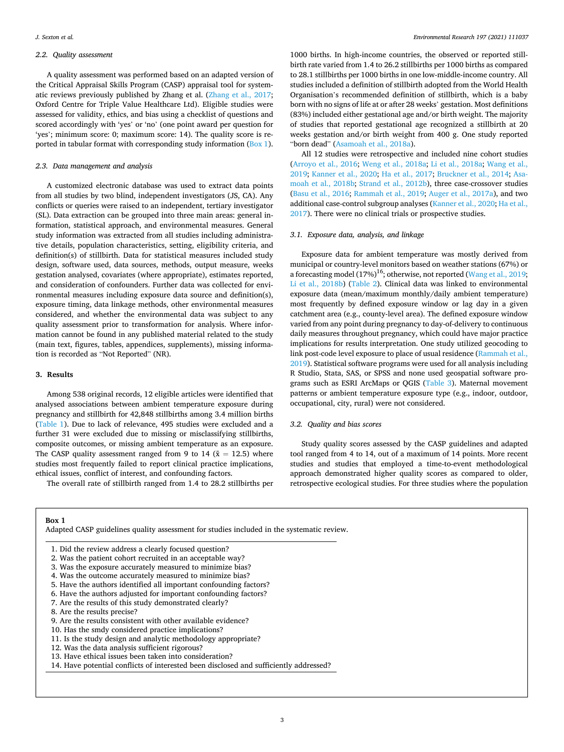### 2.2. Quality assessment

A quality assessment was performed based on an adapted version of the Critical Appraisal Skills Program (CASP) appraisal tool for systematic reviews previously published by Zhang et al. (Zhang et al., 2017; Oxford Centre for Triple Value Healthcare Ltd). Eligible studies were assessed for validity, ethics, and bias using a checklist of questions and scored accordingly with 'yes' or 'no' (one point award per question for 'yes'; minimum score: 0; maximum score: 14). The quality score is reported in tabular format with corresponding study information (Box 1).

### 2.3. Data management and analysis

A customized electronic database was used to extract data points from all studies by two blind, independent investigators (JS, CA). Any conflicts or queries were raised to an independent, tertiary investigator (SL). Data extraction can be grouped into three main areas: general information, statistical approach, and environmental measures. General study information was extracted from all studies including administrative details, population characteristics, setting, eligibility criteria, and definition(s) of stillbirth. Data for statistical measures included study design, software used, data sources, methods, output measure, weeks gestation analysed, covariates (where appropriate), estimates reported, and consideration of confounders. Further data was collected for environmental measures including exposure data source and definition(s), exposure timing, data linkage methods, other environmental measures considered, and whether the environmental data was subject to any quality assessment prior to transformation for analysis. Where information cannot be found in any published material related to the study (main text, figures, tables, appendices, supplements), missing information is recorded as "Not Reported" (NR).

## 3. Results

Among 538 original records, 12 eligible articles were identified that analysed associations between ambient temperature exposure during pregnancy and stillbirth for 42,848 stillbirths among 3.4 million births (Table 1). Due to lack of relevance, 495 studies were excluded and a further 31 were excluded due to missing or misclassifying stillbirths, composite outcomes, or missing ambient temperature as an exposure. The CASP quality assessment ranged from 9 to 14 ($\bar{x} = 12.5$) where studies most frequently failed to report clinical practice implications, ethical issues, conflict of interest, and confounding factors.

The overall rate of stillbirth ranged from 1.4 to 28.2 stillbirths per 1000 births. In high-income countries, the observed or reported stillbirth rate varied from 1.4 to 26.2 stillbirths per 1000 births as compared to 28.1 stillbirths per 1000 births in one low-middle-income country. All studies included a definition of stillbirth adopted from the World Health Organisation's recommended definition of stillbirth, which is a baby born with no signs of life at or after 28 weeks' gestation. Most definitions (83%) included either gestational age and/or birth weight. The majority of studies that reported gestational age recognized a stillbirth at 20 weeks gestation and/or birth weight from 400 g. One study reported "born dead" (Asamoah et al., 2018a).

All 12 studies were retrospective and included nine cohort studies (Arroyo et al., 2016; Weng et al., 2018a; Li et al., 2018a; Wang et al., 2019; Kanner et al., 2020; Ha et al., 2017; Bruckner et al., 2014; Asamoah et al., 2018b; Strand et al., 2012b), three case-crossover studies (Basu et al., 2016; Rammah et al., 2019; Auger et al., 2017a), and two additional case-control subgroup analyses (Kanner et al., 2020; Ha et al., 2017). There were no clinical trials or prospective studies.

### 3.1. Exposure data, analysis, and linkage

Exposure data for ambient temperature was mostly derived from municipal or country-level monitors based on weather stations (67%) or a forecasting model (17%)[16]; otherwise, not reported (Wang et al., 2019; Li et al., 2018b) (Table 2). Clinical data was linked to environmental exposure data (mean/maximum monthly/daily ambient temperature) most frequently by defined exposure window or lag day in a given catchment area (e.g., county-level area). The defined exposure window varied from any point during pregnancy to day-of-delivery to continuous daily measures throughout pregnancy, which could have major practice implications for results interpretation. One study utilized geocoding to link post-code level exposure to place of usual residence (Rammah et al., 2019). Statistical software programs were used for all analysis including R Studio, Stata, SAS, or SPSS and none used geospatial software programs such as ESRI ArcMaps or QGIS (Table 3). Maternal movement patterns or ambient temperature exposure type (e.g., indoor, outdoor, occupational, city, rural) were not considered.

### 3.2. Quality and bias scores

Study quality scores assessed by the CASP guidelines and adapted tool ranged from 4 to 14, out of a maximum of 14 points. More recent studies and studies that employed a time-to-event methodological approach demonstrated higher quality scores as compared to older, retrospective ecological studies. For three studies where the population

**Box 1**
Adapted CASP guidelines quality assessment for studies included in the systematic review.

1. Did the review address a clearly focused question?
2. Was the patient cohort recruited in an acceptable way?
3. Was the exposure accurately measured to minimize bias?
4. Was the outcome accurately measured to minimize bias?
5. Have the authors identified all important confounding factors?
6. Have the authors adjusted for important confounding factors?
7. Are the results of this study demonstrated clearly?
8. Are the results precise?
9. Are the results consistent with other available evidence?
10. Has the smdy considered practice implications?
11. Is the study design and analytic methodology appropriate?
12. Was the data analysis sufficient rigorous?
13. Have ethical issues been taken into consideration?
14. Have potential conflicts of interested been disclosed and sufficiently addressed?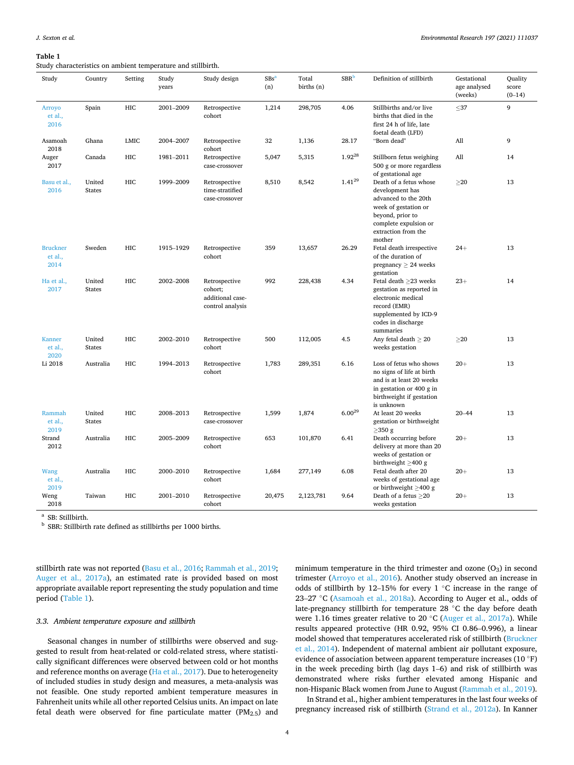**Table 1**
Study characteristics on ambient temperature and stillbirth.

| Study | Country | Setting | Study years | Study design | SBs[a] (n) | Total births (n) | SBR[b] | Definition of stillbirth | Gestational age analysed (weeks) | Quality score (0–14) |
|---|---|---|---|---|---|---|---|---|---|---|
| Arroyo et al., 2016 | Spain | HIC | 2001–2009 | Retrospective cohort | 1,214 | 298,705 | 4.06 | Stillbirths and/or live births that died in the first 24 h of life, late foetal death (LFD) | ≤37 | 9 |
| Asamoah 2018 | Ghana | LMIC | 2004–2007 | Retrospective cohort | 32 | 1,136 | 28.17 | "Born dead" | All | 9 |
| Auger 2017 | Canada | HIC | 1981–2011 | Retrospective case-crossover | 5,047 | 5,315 | 1.92[28] | Stillborn fetus weighing 500 g or more regardless of gestational age | All | 14 |
| Basu et al., 2016 | United States | HIC | 1999–2009 | Retrospective time-stratified case-crossover | 8,510 | 8,542 | 1.41[29] | Death of a fetus whose development has advanced to the 20th week of gestation or beyond, prior to complete expulsion or extraction from the mother | ≥20 | 13 |
| Bruckner et al., 2014 | Sweden | HIC | 1915–1929 | Retrospective cohort | 359 | 13,657 | 26.29 | Fetal death irrespective of the duration of pregnancy ≥ 24 weeks gestation | 24+ | 13 |
| Ha et al., 2017 | United States | HIC | 2002–2008 | Retrospective cohort; additional case-control analysis | 992 | 228,438 | 4.34 | Fetal death ≥23 weeks gestation as reported in electronic medical record (EMR) supplemented by ICD-9 codes in discharge summaries | 23+ | 14 |
| Kanner et al., 2020 | United States | HIC | 2002–2010 | Retrospective cohort | 500 | 112,005 | 4.5 | Any fetal death ≥ 20 weeks gestation | ≥20 | 13 |
| Li 2018 | Australia | HIC | 1994–2013 | Retrospective cohort | 1,783 | 289,351 | 6.16 | Loss of fetus who shows no signs of life at birth and is at least 20 weeks in gestation or 400 g in birthweight if gestation is unknown | 20+ | 13 |
| Rammah et al., 2019 | United States | HIC | 2008–2013 | Retrospective case-crossover | 1,599 | 1,874 | 6.00[29] | At least 20 weeks gestation or birthweight ≥350 g | 20–44 | 13 |
| Strand 2012 | Australia | HIC | 2005–2009 | Retrospective cohort | 653 | 101,870 | 6.41 | Death occurring before delivery at more than 20 weeks of gestation or birthweight ≥400 g | 20+ | 13 |
| Wang et al., 2019 | Australia | HIC | 2000–2010 | Retrospective cohort | 1,684 | 277,149 | 6.08 | Fetal death after 20 weeks of gestational age or birthweight ≥400 g | 20+ | 13 |
| Weng 2018 | Taiwan | HIC | 2001–2010 | Retrospective cohort | 20,475 | 2,123,781 | 9.64 | Death of a fetus ≥20 weeks gestation | 20+ | 13 |

[a] SB: Stillbirth.
[b] SBR: Stillbirth rate defined as stillbirths per 1000 births.

stillbirth rate was not reported (Basu et al., 2016; Rammah et al., 2019; Auger et al., 2017a), an estimated rate is provided based on most appropriate available report representing the study population and time period (Table 1).

### 3.3. Ambient temperature exposure and stillbirth

Seasonal changes in number of stillbirths were observed and suggested to result from heat-related or cold-related stress, where statistically significant differences were observed between cold or hot months and reference months on average (Ha et al., 2017). Due to heterogeneity of included studies in study design and measures, a meta-analysis was not feasible. One study reported ambient temperature measures in Fahrenheit units while all other reported Celsius units. An impact on late fetal death were observed for fine particulate matter ($PM_{2.5}$) and minimum temperature in the third trimester and ozone ($O_3$) in second trimester (Arroyo et al., 2016). Another study observed an increase in odds of stillbirth by 12–15% for every 1 °C increase in the range of 23–27 °C (Asamoah et al., 2018a). According to Auger et al., odds of late-pregnancy stillbirth for temperature 28 °C the day before death were 1.16 times greater relative to 20 °C (Auger et al., 2017a). While results appeared protective (HR 0.92, 95% CI 0.86–0.996), a linear model showed that temperatures accelerated risk of stillbirth (Bruckner et al., 2014). Independent of maternal ambient air pollutant exposure, evidence of association between apparent temperature increases (10 °F) in the week preceding birth (lag days 1–6) and risk of stillbirth was demonstrated where risks further elevated among Hispanic and non-Hispanic Black women from June to August (Rammah et al., 2019).

In Strand et al., higher ambient temperatures in the last four weeks of pregnancy increased risk of stillbirth (Strand et al., 2012a). In Kanner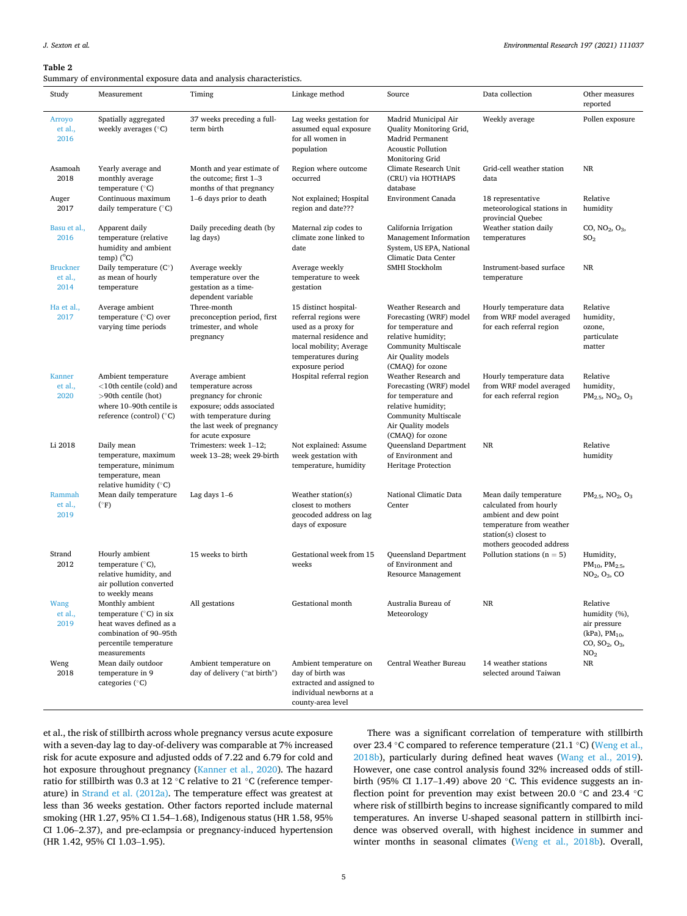**Table 2**
Summary of environmental exposure data and analysis characteristics.

| Study | Measurement | Timing | Linkage method | Source | Data collection | Other measures reported |
|---|---|---|---|---|---|---|
| Arroyo et al., 2016 | Spatially aggregated weekly averages (°C) | 37 weeks preceding a full-term birth | Lag weeks gestation for assumed equal exposure for all women in population | Madrid Municipal Air Quality Monitoring Grid, Madrid Permanent Acoustic Pollution Monitoring Grid | Weekly average | Pollen exposure |
| Asamoah 2018 | Yearly average and monthly average temperature (°C) | Month and year estimate of the outcome; first 1–3 months of that pregnancy | Region where outcome occurred | Climate Research Unit (CRU) via HOTHAPS database | Grid-cell weather station data | NR |
| Auger 2017 | Continuous maximum daily temperature (°C) | 1–6 days prior to death | Not explained; Hospital region and date??? | Environment Canada | 18 representative meteorological stations in provincial Quebec | Relative humidity |
| Basu et al., 2016 | Apparent daily temperature (relative humidity and ambient temp) (°C) | Daily preceding death (by lag days) | Maternal zip codes to climate zone linked to date | California Irrigation Management Information System, US EPA, National Climatic Data Center | Weather station daily temperatures | CO, $NO_2$, $O_3$, $SO_2$ |
| Bruckner et al., 2014 | Daily temperature (C°) as mean of hourly temperature | Average weekly temperature over the gestation as a time-dependent variable | Average weekly temperature to week gestation | SMHI Stockholm | Instrument-based surface temperature | NR |
| Ha et al., 2017 | Average ambient temperature (°C) over varying time periods | Three-month preconception period, first trimester, and whole pregnancy | 15 distinct hospital-referral regions were used as a proxy for maternal residence and local mobility; Average temperatures during exposure period | Weather Research and Forecasting (WRF) model for temperature and relative humidity; Community Multiscale Air Quality models (CMAQ) for ozone | Hourly temperature data from WRF model averaged for each referral region | Relative humidity, ozone, particulate matter |
| Kanner et al., 2020 | Ambient temperature <10th centile (cold) and >90th centile (hot) where 10–90th centile is reference (control) (°C) | Average ambient temperature across pregnancy for chronic exposure; odds associated with temperature during the last week of pregnancy for acute exposure | Hospital referral region | Weather Research and Forecasting (WRF) model for temperature and relative humidity; Community Multiscale Air Quality models (CMAQ) for ozone | Hourly temperature data from WRF model averaged for each referral region | Relative humidity, $PM_{2.5}$, $NO_2$, $O_3$ |
| Li 2018 | Daily mean temperature, maximum temperature, minimum temperature, mean relative humidity (°C) | Trimesters: week 1–12; week 13–28; week 29-birth | Not explained: Assume week gestation with temperature, humidity | Queensland Department of Environment and Heritage Protection | NR | Relative humidity |
| Rammah et al., 2019 | Mean daily temperature (°F) | Lag days 1–6 | Weather station(s) closest to mothers geocoded address on lag days of exposure | National Climatic Data Center | Mean daily temperature calculated from hourly ambient and dew point temperature from weather station(s) closest to mothers geocoded address | $PM_{2.5}$, $NO_2$, $O_3$ |
| Strand 2012 | Hourly ambient temperature (°C), relative humidity, and air pollution converted to weekly means | 15 weeks to birth | Gestational week from 15 weeks | Queensland Department of Environment and Resource Management | Pollution stations (n = 5) | Humidity, $PM_{10}$, $PM_{2.5}$, $NO_2$, $O_3$, CO |
| Wang et al., 2019 | Monthly ambient temperature (°C) in six heat waves defined as a combination of 90–95th percentile temperature measurements | All gestations | Gestational month | Australia Bureau of Meteorology | NR | Relative humidity (%), air pressure (kPa), $PM_{10}$, CO, $SO_2$, $O_3$, $NO_2$ |
| Weng 2018 | Mean daily outdoor temperature in 9 categories (°C) | Ambient temperature on day of delivery ("at birth") | Ambient temperature on day of birth was extracted and assigned to individual newborns at a county-area level | Central Weather Bureau | 14 weather stations selected around Taiwan | NR |

et al., the risk of stillbirth across whole pregnancy versus acute exposure with a seven-day lag to day-of-delivery was comparable at 7% increased risk for acute exposure and adjusted odds of 7.22 and 6.79 for cold and hot exposure throughout pregnancy (Kanner et al., 2020). The hazard ratio for stillbirth was 0.3 at 12 °C relative to 21 °C (reference temperature) in Strand et al. (2012a). The temperature effect was greatest at less than 36 weeks gestation. Other factors reported include maternal smoking (HR 1.27, 95% CI 1.54–1.68), Indigenous status (HR 1.58, 95% CI 1.06–2.37), and pre-eclampsia or pregnancy-induced hypertension (HR 1.42, 95% CI 1.03–1.95).

There was a significant correlation of temperature with stillbirth over 23.4 °C compared to reference temperature (21.1 °C) (Weng et al., 2018b), particularly during defined heat waves (Wang et al., 2019). However, one case control analysis found 32% increased odds of stillbirth (95% CI 1.17–1.49) above 20 °C. This evidence suggests an inflection point for prevention may exist between 20.0 °C and 23.4 °C where risk of stillbirth begins to increase significantly compared to mild temperatures. An inverse U-shaped seasonal pattern in stillbirth incidence was observed overall, with highest incidence in summer and winter months in seasonal climates (Weng et al., 2018b). Overall,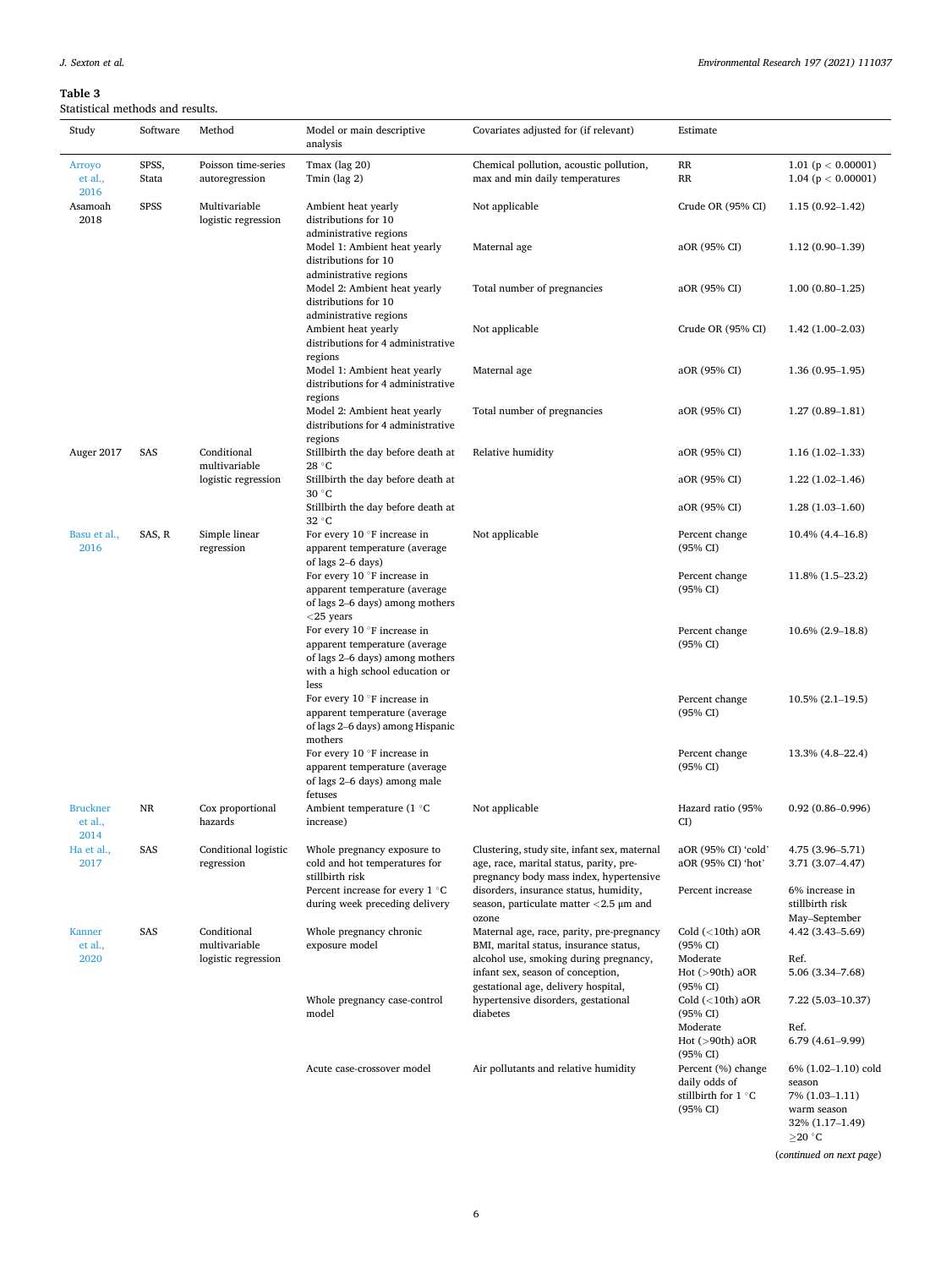**Table 3**
Statistical methods and results.

| Study | Software | Method | Model or main descriptive analysis | Covariates adjusted for (if relevant) | Estimate | |
|---|---|---|---|---|---|---|
| Arroyo et al., 2016 | SPSS, Stata | Poisson time-series autoregression | Tmax (lag 20)<br>Tmin (lag 2) | Chemical pollution, acoustic pollution, max and min daily temperatures | RR<br>RR | 1.01 ($p < 0.00001$)<br>1.04 ($p < 0.00001$) |
| Asamoah 2018 | SPSS | Multivariable logistic regression | Ambient heat yearly distributions for 10 administrative regions | Not applicable | Crude OR (95% CI) | 1.15 (0.92–1.42) |
| | | | Model 1: Ambient heat yearly distributions for 10 administrative regions | Maternal age | aOR (95% CI) | 1.12 (0.90–1.39) |
| | | | Model 2: Ambient heat yearly distributions for 10 administrative regions | Total number of pregnancies | aOR (95% CI) | 1.00 (0.80–1.25) |
| | | | Ambient heat yearly distributions for 4 administrative regions | Not applicable | Crude OR (95% CI) | 1.42 (1.00–2.03) |
| | | | Model 1: Ambient heat yearly distributions for 4 administrative regions | Maternal age | aOR (95% CI) | 1.36 (0.95–1.95) |
| | | | Model 2: Ambient heat yearly distributions for 4 administrative regions | Total number of pregnancies | aOR (95% CI) | 1.27 (0.89–1.81) |
| Auger 2017 | SAS | Conditional multivariable logistic regression | Stillbirth the day before death at 28 °C | Relative humidity | aOR (95% CI) | 1.16 (1.02–1.33) |
| | | | Stillbirth the day before death at 30 °C | | aOR (95% CI) | 1.22 (1.02–1.46) |
| | | | Stillbirth the day before death at 32 °C | | aOR (95% CI) | 1.28 (1.03–1.60) |
| Basu et al., 2016 | SAS, R | Simple linear regression | For every 10 °F increase in apparent temperature (average of lags 2–6 days) | Not applicable | Percent change (95% CI) | 10.4% (4.4–16.8) |
| | | | For every 10 °F increase in apparent temperature (average of lags 2–6 days) among mothers <25 years | | Percent change (95% CI) | 11.8% (1.5–23.2) |
| | | | For every 10 °F increase in apparent temperature (average of lags 2–6 days) among mothers with a high school education or less | | Percent change (95% CI) | 10.6% (2.9–18.8) |
| | | | For every 10 °F increase in apparent temperature (average of lags 2–6 days) among Hispanic mothers | | Percent change (95% CI) | 10.5% (2.1–19.5) |
| | | | For every 10 °F increase in apparent temperature (average of lags 2–6 days) among male fetuses | | Percent change (95% CI) | 13.3% (4.8–22.4) |
| Bruckner et al., 2014 | NR | Cox proportional hazards | Ambient temperature (1 °C increase) | Not applicable | Hazard ratio (95% CI) | 0.92 (0.86–0.996) |
| Ha et al., 2017 | SAS | Conditional logistic regression | Whole pregnancy exposure to cold and hot temperatures for stillbirth risk | Clustering, study site, infant sex, maternal age, race, marital status, parity, pre-pregnancy body mass index, hypertensive disorders, insurance status, humidity, season, particulate matter <2.5 μm and ozone | aOR (95% CI) 'cold'<br>aOR (95% CI) 'hot' | 4.75 (3.96–5.71)<br>3.71 (3.07–4.47) |
| | | | Percent increase for every 1 °C during week preceding delivery | | Percent increase | 6% increase in stillbirth risk May–September |
| Kanner et al., 2020 | SAS | Conditional multivariable logistic regression | Whole pregnancy chronic exposure model | Maternal age, race, parity, pre-pregnancy BMI, marital status, insurance status, alcohol use, smoking during pregnancy, infant sex, season of conception, gestational age, delivery hospital, hypertensive disorders, gestational diabetes | Cold (<10th) aOR (95% CI)<br>Moderate<br>Hot (>90th) aOR (95% CI) | 4.42 (3.43–5.69)<br>Ref.<br>5.06 (3.34–7.68) |
| | | | Whole pregnancy case-control model | | Cold (<10th) aOR (95% CI)<br>Moderate<br>Hot (>90th) aOR (95% CI) | 7.22 (5.03–10.37)<br>Ref.<br>6.79 (4.61–9.99) |
| | | | Acute case-crossover model | Air pollutants and relative humidity | Percent (%) change daily odds of stillbirth for 1 °C (95% CI) | 6% (1.02–1.10) cold season<br>7% (1.03–1.11) warm season<br>32% (1.17–1.49) ≥20 °C |

(*continued on next page*)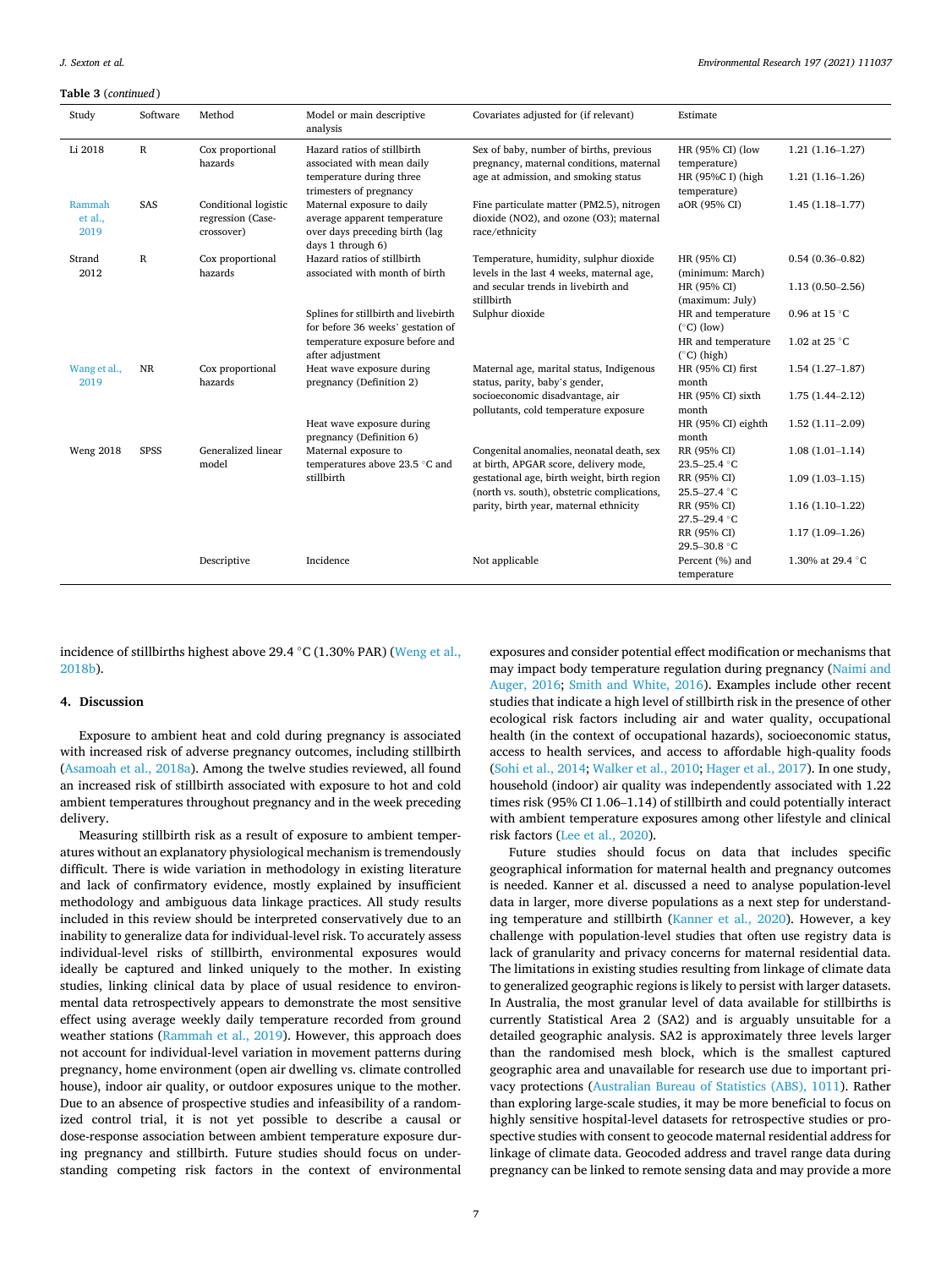**Table 3** (*continued*)

| Study | Software | Method | Model or main descriptive analysis | Covariates adjusted for (if relevant) | Estimate | |
|---|---|---|---|---|---|---|
| Li 2018 | R | Cox proportional hazards | Hazard ratios of stillbirth associated with mean daily temperature during three trimesters of pregnancy | Sex of baby, number of births, previous pregnancy, maternal conditions, maternal age at admission, and smoking status | HR (95% CI) (low temperature) | 1.21 (1.16–1.27) |
| | | | | | HR (95%C I) (high temperature) | 1.21 (1.16–1.26) |
| Rammah et al., 2019 | SAS | Conditional logistic regression (Case-crossover) | Maternal exposure to daily average apparent temperature over days preceding birth (lag days 1 through 6) | Fine particulate matter (PM2.5), nitrogen dioxide (NO2), and ozone (O3); maternal race/ethnicity | aOR (95% CI) | 1.45 (1.18–1.77) |
| Strand 2012 | R | Cox proportional hazards | Hazard ratios of stillbirth associated with month of birth | Temperature, humidity, sulphur dioxide levels in the last 4 weeks, maternal age, and secular trends in livebirth and stillbirth | HR (95% CI) (minimum: March) | 0.54 (0.36–0.82) |
| | | | | | HR (95% CI) (maximum: July) | 1.13 (0.50–2.56) |
| | | | Splines for stillbirth and livebirth for before 36 weeks' gestation of temperature exposure before and after adjustment | Sulphur dioxide | HR and temperature (°C) (low) | 0.96 at 15 °C |
| | | | | | HR and temperature (°C) (high) | 1.02 at 25 °C |
| Wang et al., 2019 | NR | Cox proportional hazards | Heat wave exposure during pregnancy (Definition 2) | Maternal age, marital status, Indigenous status, parity, baby's gender, socioeconomic disadvantage, air pollutants, cold temperature exposure | HR (95% CI) first month | 1.54 (1.27–1.87) |
| | | | | | HR (95% CI) sixth month | 1.75 (1.44–2.12) |
| | | | Heat wave exposure during pregnancy (Definition 6) | | HR (95% CI) eighth month | 1.52 (1.11–2.09) |
| Weng 2018 | SPSS | Generalized linear model | Maternal exposure to temperatures above 23.5 °C and stillbirth | Congenital anomalies, neonatal death, sex at birth, APGAR score, delivery mode, gestational age, birth weight, birth region (north vs. south), obstetric complications, parity, birth year, maternal ethnicity | RR (95% CI) 23.5–25.4 °C | 1.08 (1.01–1.14) |
| | | | | | RR (95% CI) 25.5–27.4 °C | 1.09 (1.03–1.15) |
| | | | | | RR (95% CI) 27.5–29.4 °C | 1.16 (1.10–1.22) |
| | | | | | RR (95% CI) 29.5–30.8 °C | 1.17 (1.09–1.26) |
| | | Descriptive | Incidence | Not applicable | Percent (%) and temperature | 1.30% at 29.4 °C |

incidence of stillbirths highest above 29.4 °C (1.30% PAR) (Weng et al., 2018b).

## 4. Discussion

Exposure to ambient heat and cold during pregnancy is associated with increased risk of adverse pregnancy outcomes, including stillbirth (Asamoah et al., 2018a). Among the twelve studies reviewed, all found an increased risk of stillbirth associated with exposure to hot and cold ambient temperatures throughout pregnancy and in the week preceding delivery.

Measuring stillbirth risk as a result of exposure to ambient temperatures without an explanatory physiological mechanism is tremendously difficult. There is wide variation in methodology in existing literature and lack of confirmatory evidence, mostly explained by insufficient methodology and ambiguous data linkage practices. All study results included in this review should be interpreted conservatively due to an inability to generalize data for individual-level risk. To accurately assess individual-level risks of stillbirth, environmental exposures would ideally be captured and linked uniquely to the mother. In existing studies, linking clinical data by place of usual residence to environmental data retrospectively appears to demonstrate the most sensitive effect using average weekly daily temperature recorded from ground weather stations (Rammah et al., 2019). However, this approach does not account for individual-level variation in movement patterns during pregnancy, home environment (open air dwelling vs. climate controlled house), indoor air quality, or outdoor exposures unique to the mother. Due to an absence of prospective studies and infeasibility of a randomized control trial, it is not yet possible to describe a causal or dose-response association between ambient temperature exposure during pregnancy and stillbirth. Future studies should focus on understanding competing risk factors in the context of environmental exposures and consider potential effect modification or mechanisms that may impact body temperature regulation during pregnancy (Naimi and Auger, 2016; Smith and White, 2016). Examples include other recent studies that indicate a high level of stillbirth risk in the presence of other ecological risk factors including air and water quality, occupational health (in the context of occupational hazards), socioeconomic status, access to health services, and access to affordable high-quality foods (Sohi et al., 2014; Walker et al., 2010; Hager et al., 2017). In one study, household (indoor) air quality was independently associated with 1.22 times risk (95% CI 1.06–1.14) of stillbirth and could potentially interact with ambient temperature exposures among other lifestyle and clinical risk factors (Lee et al., 2020).

Future studies should focus on data that includes specific geographical information for maternal health and pregnancy outcomes is needed. Kanner et al. discussed a need to analyse population-level data in larger, more diverse populations as a next step for understanding temperature and stillbirth (Kanner et al., 2020). However, a key challenge with population-level studies that often use registry data is lack of granularity and privacy concerns for maternal residential data. The limitations in existing studies resulting from linkage of climate data to generalized geographic regions is likely to persist with larger datasets. In Australia, the most granular level of data available for stillbirths is currently Statistical Area 2 (SA2) and is arguably unsuitable for a detailed geographic analysis. SA2 is approximately three levels larger than the randomised mesh block, which is the smallest captured geographic area and unavailable for research use due to important privacy protections (Australian Bureau of Statistics (ABS), 1011). Rather than exploring large-scale studies, it may be more beneficial to focus on highly sensitive hospital-level datasets for retrospective studies or prospective studies with consent to geocode maternal residential address for linkage of climate data. Geocoded address and travel range data during pregnancy can be linked to remote sensing data and may provide a more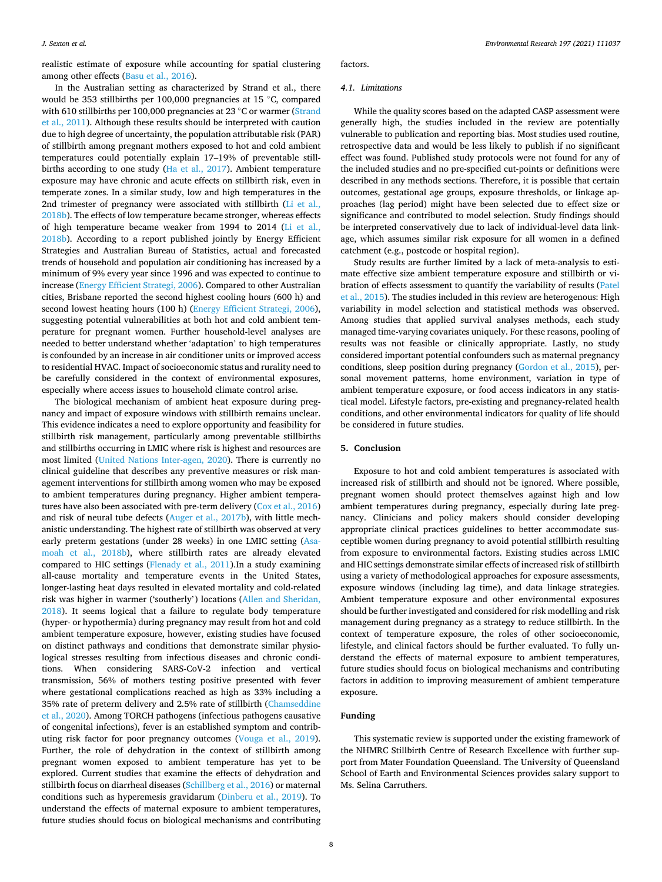realistic estimate of exposure while accounting for spatial clustering among other effects (Basu et al., 2016).

In the Australian setting as characterized by Strand et al., there would be 353 stillbirths per 100,000 pregnancies at 15 °C, compared with 610 stillbirths per 100,000 pregnancies at 23 °C or warmer (Strand et al., 2011). Although these results should be interpreted with caution due to high degree of uncertainty, the population attributable risk (PAR) of stillbirth among pregnant mothers exposed to hot and cold ambient temperatures could potentially explain 17–19% of preventable stillbirths according to one study (Ha et al., 2017). Ambient temperature exposure may have chronic and acute effects on stillbirth risk, even in temperate zones. In a similar study, low and high temperatures in the 2nd trimester of pregnancy were associated with stillbirth (Li et al., 2018b). The effects of low temperature became stronger, whereas effects of high temperature became weaker from 1994 to 2014 (Li et al., 2018b). According to a report published jointly by Energy Efficient Strategies and Australian Bureau of Statistics, actual and forecasted trends of household and population air conditioning has increased by a minimum of 9% every year since 1996 and was expected to continue to increase (Energy Efficient Strategi, 2006). Compared to other Australian cities, Brisbane reported the second highest cooling hours (600 h) and second lowest heating hours (100 h) (Energy Efficient Strategi, 2006), suggesting potential vulnerabilities at both hot and cold ambient temperature for pregnant women. Further household-level analyses are needed to better understand whether 'adaptation' to high temperatures is confounded by an increase in air conditioner units or improved access to residential HVAC. Impact of socioeconomic status and rurality need to be carefully considered in the context of environmental exposures, especially where access issues to household climate control arise.

The biological mechanism of ambient heat exposure during pregnancy and impact of exposure windows with stillbirth remains unclear. This evidence indicates a need to explore opportunity and feasibility for stillbirth risk management, particularly among preventable stillbirths and stillbirths occurring in LMIC where risk is highest and resources are most limited (United Nations Inter-agen, 2020). There is currently no clinical guideline that describes any preventive measures or risk management interventions for stillbirth among women who may be exposed to ambient temperatures during pregnancy. Higher ambient temperatures have also been associated with pre-term delivery (Cox et al., 2016) and risk of neural tube defects (Auger et al., 2017b), with little mechanistic understanding. The highest rate of stillbirth was observed at very early preterm gestations (under 28 weeks) in one LMIC setting (Asamoah et al., 2018b), where stillbirth rates are already elevated compared to HIC settings (Flenady et al., 2011).In a study examining all-cause mortality and temperature events in the United States, longer-lasting heat days resulted in elevated mortality and cold-related risk was higher in warmer ('southerly') locations (Allen and Sheridan, 2018). It seems logical that a failure to regulate body temperature (hyper- or hypothermia) during pregnancy may result from hot and cold ambient temperature exposure, however, existing studies have focused on distinct pathways and conditions that demonstrate similar physiological stresses resulting from infectious diseases and chronic conditions. When considering SARS-CoV-2 infection and vertical transmission, 56% of mothers testing positive presented with fever where gestational complications reached as high as 33% including a 35% rate of preterm delivery and 2.5% rate of stillbirth (Chamseddine et al., 2020). Among TORCH pathogens (infectious pathogens causative of congenital infections), fever is an established symptom and contributing risk factor for poor pregnancy outcomes (Vouga et al., 2019). Further, the role of dehydration in the context of stillbirth among pregnant women exposed to ambient temperature has yet to be explored. Current studies that examine the effects of dehydration and stillbirth focus on diarrheal diseases (Schillberg et al., 2016) or maternal conditions such as hyperemesis gravidarum (Dinberu et al., 2019). To understand the effects of maternal exposure to ambient temperatures, future studies should focus on biological mechanisms and contributing factors.

### 4.1. Limitations

While the quality scores based on the adapted CASP assessment were generally high, the studies included in the review are potentially vulnerable to publication and reporting bias. Most studies used routine, retrospective data and would be less likely to publish if no significant effect was found. Published study protocols were not found for any of the included studies and no pre-specified cut-points or definitions were described in any methods sections. Therefore, it is possible that certain outcomes, gestational age groups, exposure thresholds, or linkage approaches (lag period) might have been selected due to effect size or significance and contributed to model selection. Study findings should be interpreted conservatively due to lack of individual-level data linkage, which assumes similar risk exposure for all women in a defined catchment (e.g., postcode or hospital region).

Study results are further limited by a lack of meta-analysis to estimate effective size ambient temperature exposure and stillbirth or vibration of effects assessment to quantify the variability of results (Patel et al., 2015). The studies included in this review are heterogenous: High variability in model selection and statistical methods was observed. Among studies that applied survival analyses methods, each study managed time-varying covariates uniquely. For these reasons, pooling of results was not feasible or clinically appropriate. Lastly, no study considered important potential confounders such as maternal pregnancy conditions, sleep position during pregnancy (Gordon et al., 2015), personal movement patterns, home environment, variation in type of ambient temperature exposure, or food access indicators in any statistical model. Lifestyle factors, pre-existing and pregnancy-related health conditions, and other environmental indicators for quality of life should be considered in future studies.

## 5. Conclusion

Exposure to hot and cold ambient temperatures is associated with increased risk of stillbirth and should not be ignored. Where possible, pregnant women should protect themselves against high and low ambient temperatures during pregnancy, especially during late pregnancy. Clinicians and policy makers should consider developing appropriate clinical practices guidelines to better accommodate susceptible women during pregnancy to avoid potential stillbirth resulting from exposure to environmental factors. Existing studies across LMIC and HIC settings demonstrate similar effects of increased risk of stillbirth using a variety of methodological approaches for exposure assessments, exposure windows (including lag time), and data linkage strategies. Ambient temperature exposure and other environmental exposures should be further investigated and considered for risk modelling and risk management during pregnancy as a strategy to reduce stillbirth. In the context of temperature exposure, the roles of other socioeconomic, lifestyle, and clinical factors should be further evaluated. To fully understand the effects of maternal exposure to ambient temperatures, future studies should focus on biological mechanisms and contributing factors in addition to improving measurement of ambient temperature exposure.

## Funding

This systematic review is supported under the existing framework of the NHMRC Stillbirth Centre of Research Excellence with further support from Mater Foundation Queensland. The University of Queensland School of Earth and Environmental Sciences provides salary support to Ms. Selina Carruthers.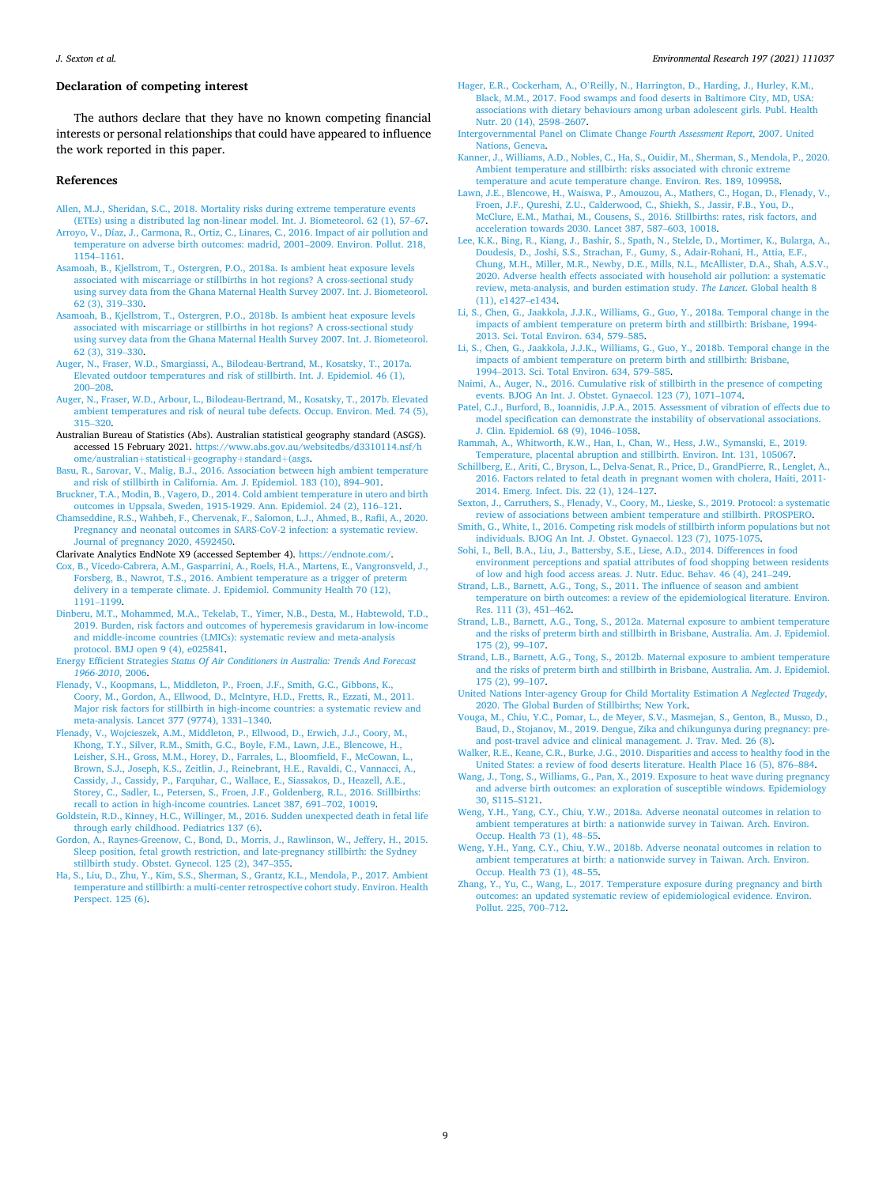## Declaration of competing interest

The authors declare that they have no known competing financial interests or personal relationships that could have appeared to influence the work reported in this paper.

## References

Allen, M.J., Sheridan, S.C., 2018. Mortality risks during extreme temperature events (ETEs) using a distributed lag non-linear model. Int. J. Biometeorol. 62 (1), 57–67.

Arroyo, V., Díaz, J., Carmona, R., Ortiz, C., Linares, C., 2016. Impact of air pollution and temperature on adverse birth outcomes: madrid, 2001–2009. Environ. Pollut. 218, 1154–1161.

Asamoah, B., Kjellstrom, T., Ostergren, P.O., 2018a. Is ambient heat exposure levels associated with miscarriage or stillbirths in hot regions? A cross-sectional study using survey data from the Ghana Maternal Health Survey 2007. Int. J. Biometeorol. 62 (3), 319–330.

Asamoah, B., Kjellstrom, T., Ostergren, P.O., 2018b. Is ambient heat exposure levels associated with miscarriage or stillbirths in hot regions? A cross-sectional study using survey data from the Ghana Maternal Health Survey 2007. Int. J. Biometeorol. 62 (3), 319–330.

Auger, N., Fraser, W.D., Smargiassi, A., Bilodeau-Bertrand, M., Kosatsky, T., 2017a. Elevated outdoor temperatures and risk of stillbirth. Int. J. Epidemiol. 46 (1), 200–208.

Auger, N., Fraser, W.D., Arbour, L., Bilodeau-Bertrand, M., Kosatsky, T., 2017b. Elevated ambient temperatures and risk of neural tube defects. Occup. Environ. Med. 74 (5), 315–320.

Australian Bureau of Statistics (Abs). Australian statistical geography standard (ASGS). accessed 15 February 2021. https://www.abs.gov.au/websitedbs/d3310114.nsf/home/australian+statistical+geography+standard+(asgs.

Basu, R., Sarovar, V., Malig, B.J., 2016. Association between high ambient temperature and risk of stillbirth in California. Am. J. Epidemiol. 183 (10), 894–901.

Bruckner, T.A., Modin, B., Vagero, D., 2014. Cold ambient temperature in utero and birth outcomes in Uppsala, Sweden, 1915-1929. Ann. Epidemiol. 24 (2), 116–121.

Chamseddine, R.S., Wahbeh, F., Chervenak, F., Salomon, L.J., Ahmed, B., Rafii, A., 2020. Pregnancy and neonatal outcomes in SARS-CoV-2 infection: a systematic review. Journal of pregnancy 2020, 4592450.

Clarivate Analytics EndNote X9 (accessed September 4). https://endnote.com/.

Cox, B., Vicedo-Cabrera, A.M., Gasparrini, A., Roels, H.A., Martens, E., Vangronsveld, J., Forsberg, B., Nawrot, T.S., 2016. Ambient temperature as a trigger of preterm delivery in a temperate climate. J. Epidemiol. Community Health 70 (12), 1191–1199.

Dinberu, M.T., Mohammed, M.A., Tekelab, T., Yimer, N.B., Desta, M., Habtewold, T.D., 2019. Burden, risk factors and outcomes of hyperemesis gravidarum in low-income and middle-income countries (LMICs): systematic review and meta-analysis protocol. BMJ open 9 (4), e025841.

Energy Efficient Strategies *Status Of Air Conditioners in Australia: Trends And Forecast 1966-2010*, 2006.

Flenady, V., Koopmans, L., Middleton, P., Froen, J.F., Smith, G.C., Gibbons, K., Coory, M., Gordon, A., Ellwood, D., McIntyre, H.D., Fretts, R., Ezzati, M., 2011. Major risk factors for stillbirth in high-income countries: a systematic review and meta-analysis. Lancet 377 (9774), 1331–1340.

Flenady, V., Wojcieszek, A.M., Middleton, P., Ellwood, D., Erwich, J.J., Coory, M., Khong, T.Y., Silver, R.M., Smith, G.C., Boyle, F.M., Lawn, J.E., Blencowe, H., Leisher, S.H., Gross, M.M., Horey, D., Farrales, L., Bloomfield, F., McCowan, L., Brown, S.J., Joseph, K.S., Zeitlin, J., Reinebrant, H.E., Ravaldi, C., Vannacci, A., Cassidy, J., Cassidy, P., Farquhar, C., Wallace, E., Siassakos, D., Heazell, A.E., Storey, C., Sadler, L., Petersen, S., Froen, J.F., Goldenberg, R.L., 2016. Stillbirths: recall to action in high-income countries. Lancet 387, 691–702, 10019.

Goldstein, R.D., Kinney, H.C., Willinger, M., 2016. Sudden unexpected death in fetal life through early childhood. Pediatrics 137 (6).

Gordon, A., Raynes-Greenow, C., Bond, D., Morris, J., Rawlinson, W., Jeffery, H., 2015. Sleep position, fetal growth restriction, and late-pregnancy stillbirth: the Sydney stillbirth study. Obstet. Gynecol. 125 (2), 347–355.

Ha, S., Liu, D., Zhu, Y., Kim, S.S., Sherman, S., Grantz, K.L., Mendola, P., 2017. Ambient temperature and stillbirth: a multi-center retrospective cohort study. Environ. Health Perspect. 125 (6).

Hager, E.R., Cockerham, A., O'Reilly, N., Harrington, D., Harding, J., Hurley, K.M., Black, M.M., 2017. Food swamps and food deserts in Baltimore City, MD, USA: associations with dietary behaviours among urban adolescent girls. Publ. Health Nutr. 20 (14), 2598–2607.

Intergovernmental Panel on Climate Change *Fourth Assessment Report*, 2007. United Nations, Geneva.

Kanner, J., Williams, A.D., Nobles, C., Ha, S., Ouidir, M., Sherman, S., Mendola, P., 2020. Ambient temperature and stillbirth: risks associated with chronic extreme temperature and acute temperature change. Environ. Res. 189, 109958.

Lawn, J.E., Blencowe, H., Waiswa, P., Amouzou, A., Mathers, C., Hogan, D., Flenady, V., Froen, J.F., Qureshi, Z.U., Calderwood, C., Shiekh, S., Jassir, F.B., You, D., McClure, E.M., Mathai, M., Cousens, S., 2016. Stillbirths: rates, risk factors, and acceleration towards 2030. Lancet 387, 587–603, 10018.

Lee, K.K., Bing, R., Kiang, J., Bashir, S., Spath, N., Stelzle, D., Mortimer, K., Bularga, A., Doudesis, D., Joshi, S.S., Strachan, F., Gumy, S., Adair-Rohani, H., Attia, E.F., Chung, M.H., Miller, M.R., Newby, D.E., Mills, N.L., McAllister, D.A., Shah, A.S.V., 2020. Adverse health effects associated with household air pollution: a systematic review, meta-analysis, and burden estimation study. *The Lancet.* Global health 8 (11), e1427–e1434.

Li, S., Chen, G., Jaakkola, J.J.K., Williams, G., Guo, Y., 2018a. Temporal change in the impacts of ambient temperature on preterm birth and stillbirth: Brisbane, 1994-2013. Sci. Total Environ. 634, 579–585.

Li, S., Chen, G., Jaakkola, J.J.K., Williams, G., Guo, Y., 2018b. Temporal change in the impacts of ambient temperature on preterm birth and stillbirth: Brisbane, 1994–2013. Sci. Total Environ. 634, 579–585.

Naimi, A., Auger, N., 2016. Cumulative risk of stillbirth in the presence of competing events. BJOG An Int. J. Obstet. Gynaecol. 123 (7), 1071–1074.

Patel, C.J., Burford, B., Ioannidis, J.P.A., 2015. Assessment of vibration of effects due to model specification can demonstrate the instability of observational associations. J. Clin. Epidemiol. 68 (9), 1046–1058.

Rammah, A., Whitworth, K.W., Han, I., Chan, W., Hess, J.W., Symanski, E., 2019. Temperature, placental abruption and stillbirth. Environ. Int. 131, 105067.

Schillberg, E., Ariti, C., Bryson, L., Delva-Senat, R., Price, D., GrandPierre, R., Lenglet, A., 2016. Factors related to fetal death in pregnant women with cholera, Haiti, 2011-2014. Emerg. Infect. Dis. 22 (1), 124–127.

Sexton, J., Carruthers, S., Flenady, V., Coory, M., Lieske, S., 2019. Protocol: a systematic review of associations between ambient temperature and stillbirth. PROSPERO.

Smith, G., White, I., 2016. Competing risk models of stillbirth inform populations but not individuals. BJOG An Int. J. Obstet. Gynaecol. 123 (7), 1075-1075.

Sohi, I., Bell, B.A., Liu, J., Battersby, S.E., Liese, A.D., 2014. Differences in food environment perceptions and spatial attributes of food shopping between residents of low and high food access areas. J. Nutr. Educ. Behav. 46 (4), 241–249.

Strand, L.B., Barnett, A.G., Tong, S., 2011. The influence of season and ambient temperature on birth outcomes: a review of the epidemiological literature. Environ. Res. 111 (3), 451–462.

Strand, L.B., Barnett, A.G., Tong, S., 2012a. Maternal exposure to ambient temperature and the risks of preterm birth and stillbirth in Brisbane, Australia. Am. J. Epidemiol. 175 (2), 99–107.

Strand, L.B., Barnett, A.G., Tong, S., 2012b. Maternal exposure to ambient temperature and the risks of preterm birth and stillbirth in Brisbane, Australia. Am. J. Epidemiol. 175 (2), 99–107.

United Nations Inter-agency Group for Child Mortality Estimation *A Neglected Tragedy*, 2020. The Global Burden of Stillbirths; New York.

Vouga, M., Chiu, Y.C., Pomar, L., de Meyer, S.V., Masmejan, S., Genton, B., Musso, D., Baud, D., Stojanov, M., 2019. Dengue, Zika and chikungunya during pregnancy: pre- and post-travel advice and clinical management. J. Trav. Med. 26 (8).

Walker, R.E., Keane, C.R., Burke, J.G., 2010. Disparities and access to healthy food in the United States: a review of food deserts literature. Health Place 16 (5), 876–884.

Wang, J., Tong, S., Williams, G., Pan, X., 2019. Exposure to heat wave during pregnancy and adverse birth outcomes: an exploration of susceptible windows. Epidemiology 30, S115–S121.

Weng, Y.H., Yang, C.Y., Chiu, Y.W., 2018a. Adverse neonatal outcomes in relation to ambient temperatures at birth: a nationwide survey in Taiwan. Arch. Environ. Occup. Health 73 (1), 48–55.

Weng, Y.H., Yang, C.Y., Chiu, Y.W., 2018b. Adverse neonatal outcomes in relation to ambient temperatures at birth: a nationwide survey in Taiwan. Arch. Environ. Occup. Health 73 (1), 48–55.

Zhang, Y., Yu, C., Wang, L., 2017. Temperature exposure during pregnancy and birth outcomes: an updated systematic review of epidemiological evidence. Environ. Pollut. 225, 700–712.